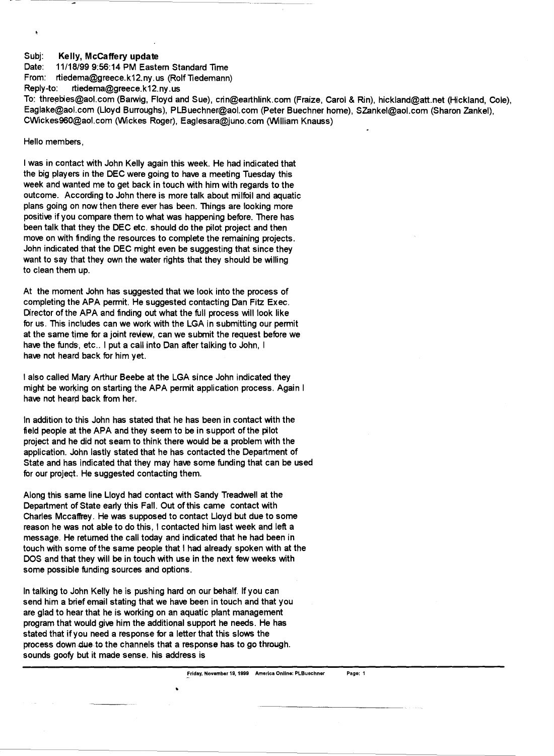Subj: **Kelly, McCaffery update**
Date: 11/18/99 9:56:14 PM Eastern Standard Time
From: rtiedema@greece.k12.ny.us (Rolf Tiedemann)
Reply-to: rtiedema@greece.k12.ny.us
To: threebies@aol.com (Barwig, Floyd and Sue), crin@earthlink.com (Fraize, Carol & Rin), hickland@att.net (Hickland, Cole), Eaglake@aol.com (Lloyd Burroughs), PLBuechner@aol.com (Peter Buechner home), SZankel@aol.com (Sharon Zankel), CWickes960@aol.com (Wickes Roger), Eaglesara@juno.com (William Knauss)

Hello members,

I was in contact with John Kelly again this week. He had indicated that the big players in the DEC were going to have a meeting Tuesday this week and wanted me to get back in touch with him with regards to the outcome. According to John there is more talk about milfoil and aquatic plans going on now then there ever has been. Things are looking more positive if you compare them to what was happening before. There has been talk that they the DEC etc. should do the pilot project and then move on with finding the resources to complete the remaining projects. John indicated that the DEC might even be suggesting that since they want to say that they own the water rights that they should be willing to clean them up.

At the moment John has suggested that we look into the process of completing the APA permit. He suggested contacting Dan Fitz Exec. Director of the APA and finding out what the full process will look like for us. This includes can we work with the LGA in submitting our permit at the same time for a joint review, can we submit the request before we have the funds, etc.. I put a call into Dan after talking to John, I have not heard back for him yet.

I also called Mary Arthur Beebe at the LGA since John indicated they might be working on starting the APA permit application process. Again I have not heard back from her.

In addition to this John has stated that he has been in contact with the field people at the APA and they seem to be in support of the pilot project and he did not seam to think there would be a problem with the application. John lastly stated that he has contacted the Department of State and has indicated that they may have some funding that can be used for our project. He suggested contacting them.

Along this same line Lloyd had contact with Sandy Treadwell at the Department of State early this Fall. Out of this came contact with Charles Mccaffrey. He was supposed to contact Lloyd but due to some reason he was not able to do this, I contacted him last week and left a message. He returned the call today and indicated that he had been in touch with some of the same people that I had already spoken with at the DOS and that they will be in touch with use in the next few weeks with some possible funding sources and options.

In talking to John Kelly he is pushing hard on our behalf. If you can send him a brief email stating that we have been in touch and that you are glad to hear that he is working on an aquatic plant management program that would give him the additional support he needs. He has stated that if you need a response for a letter that this slows the process down due to the channels that a response has to go through. sounds goofy but it made sense. his address is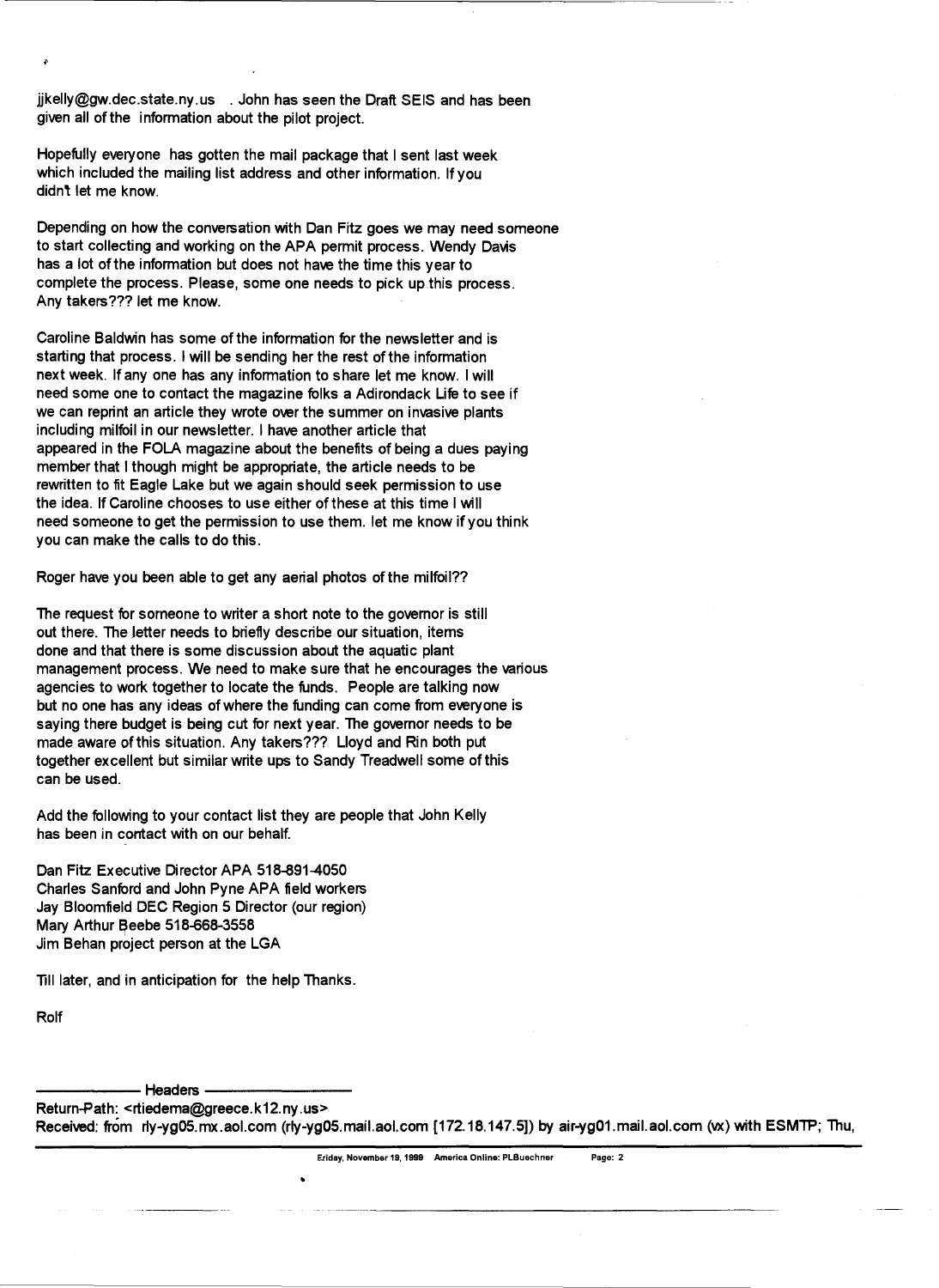jjkelly@gw.dec.state.ny.us . John has seen the Draft SEIS and has been given all of the information about the pilot project.

Hopefully everyone has gotten the mail package that I sent last week which included the mailing list address and other information. If you didn't let me know.

Depending on how the conversation with Dan Fitz goes we may need someone to start collecting and working on the APA permit process. Wendy Davis has a lot of the information but does not have the time this year to complete the process. Please, some one needs to pick up this process. Any takers??? let me know.

Caroline Baldwin has some of the information for the newsletter and is starting that process. I will be sending her the rest of the information next week. If any one has any information to share let me know. I will need some one to contact the magazine folks a Adirondack Life to see if we can reprint an article they wrote over the summer on invasive plants including milfoil in our newsletter. I have another article that appeared in the FOLA magazine about the benefits of being a dues paying member that I though might be appropriate, the article needs to be rewritten to fit Eagle Lake but we again should seek permission to use the idea. If Caroline chooses to use either of these at this time I will need someone to get the permission to use them. let me know if you think you can make the calls to do this.

Roger have you been able to get any aerial photos of the milfoil??

The request for someone to writer a short note to the governor is still out there. The letter needs to briefly describe our situation, items done and that there is some discussion about the aquatic plant management process. We need to make sure that he encourages the various agencies to work together to locate the funds. People are talking now but no one has any ideas of where the funding can come from everyone is saying there budget is being cut for next year. The governor needs to be made aware of this situation. Any takers??? Lloyd and Rin both put together excellent but similar write ups to Sandy Treadwell some of this can be used.

Add the following to your contact list they are people that John Kelly has been in contact with on our behalf.

Dan Fitz Executive Director APA 518-891-4050
Charles Sanford and John Pyne APA field workers
Jay Bloomfield DEC Region 5 Director (our region)
Mary Arthur Beebe 518-668-3558
Jim Behan project person at the LGA

Till later, and in anticipation for the help Thanks.

Rolf

---------------- Headers ----------------
Return-Path: <rtiedema@greece.k12.ny.us>
Received: from rly-yg05.mx.aol.com (rly-yg05.mail.aol.com [172.18.147.5]) by air-yg01.mail.aol.com (vx) with ESMTP; Thu,